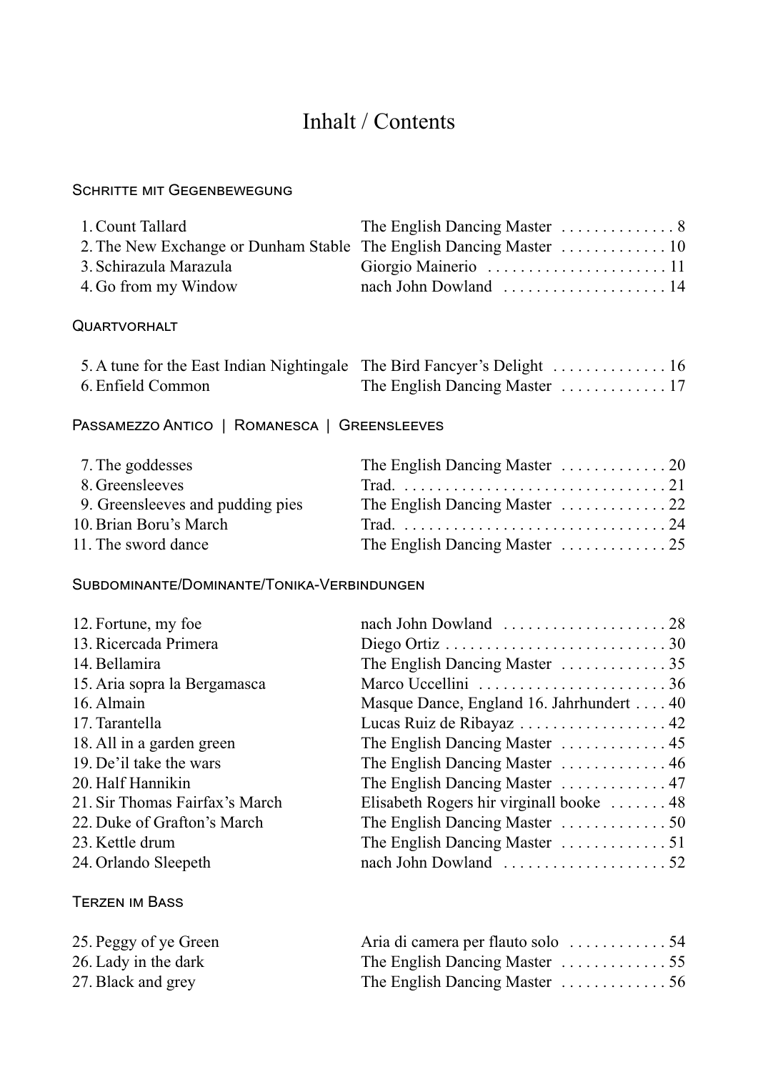# Inhalt / Contents

## Schritte mit Gegenbewegung

| | | |
|---|---|---|
| 1. Count Tallard | The English Dancing Master | 8 |
| 2. The New Exchange or Dunham Stable | The English Dancing Master | 10 |
| 3. Schirazula Marazula | Giorgio Mainerio | 11 |
| 4. Go from my Window | nach John Dowland | 14 |

## Quartvorhalt

| | | |
|---|---|---|
| 5. A tune for the East Indian Nightingale | The Bird Fancyer's Delight | 16 |
| 6. Enfield Common | The English Dancing Master | 17 |

## Passamezzo Antico | Romanesca | Greensleeves

| | | |
|---|---|---|
| 7. The goddesses | The English Dancing Master | 20 |
| 8. Greensleeves | Trad. | 21 |
| 9. Greensleeves and pudding pies | The English Dancing Master | 22 |
| 10. Brian Boru's March | Trad. | 24 |
| 11. The sword dance | The English Dancing Master | 25 |

## Subdominante/Dominante/Tonika-Verbindungen

| | | |
|---|---|---|
| 12. Fortune, my foe | nach John Dowland | 28 |
| 13. Ricercada Primera | Diego Ortiz | 30 |
| 14. Bellamira | The English Dancing Master | 35 |
| 15. Aria sopra la Bergamasca | Marco Uccellini | 36 |
| 16. Almain | Masque Dance, England 16. Jahrhundert | 40 |
| 17. Tarantella | Lucas Ruiz de Ribayaz | 42 |
| 18. All in a garden green | The English Dancing Master | 45 |
| 19. De'il take the wars | The English Dancing Master | 46 |
| 20. Half Hannikin | The English Dancing Master | 47 |
| 21. Sir Thomas Fairfax's March | Elisabeth Rogers hir virginall booke | 48 |
| 22. Duke of Grafton's March | The English Dancing Master | 50 |
| 23. Kettle drum | The English Dancing Master | 51 |
| 24. Orlando Sleepeth | nach John Dowland | 52 |

## Terzen im Bass

| | | |
|---|---|---|
| 25. Peggy of ye Green | Aria di camera per flauto solo | 54 |
| 26. Lady in the dark | The English Dancing Master | 55 |
| 27. Black and grey | The English Dancing Master | 56 |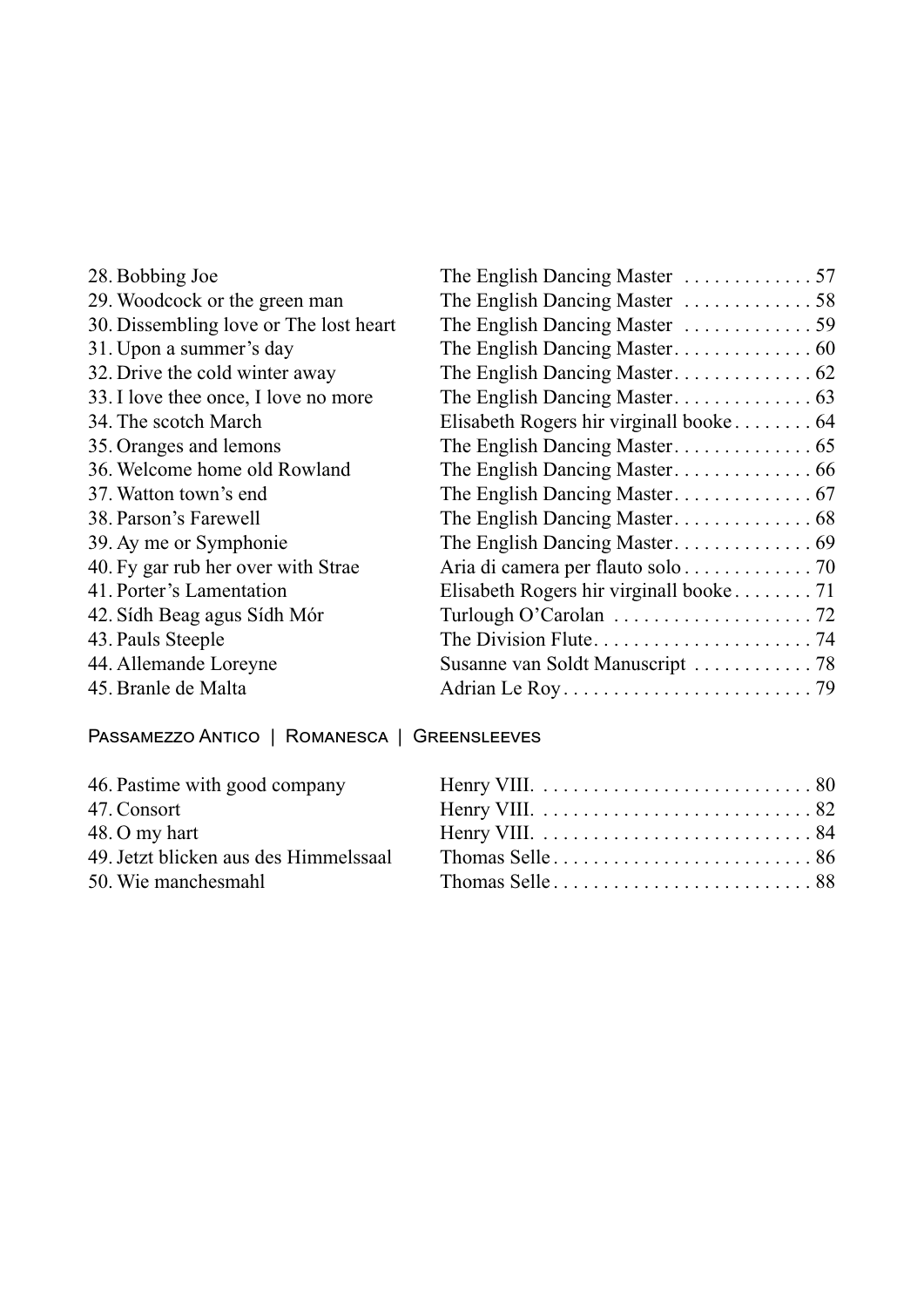| | | |
|---|---|---|
| 28. Bobbing Joe | The English Dancing Master | 57 |
| 29. Woodcock or the green man | The English Dancing Master | 58 |
| 30. Dissembling love or The lost heart | The English Dancing Master | 59 |
| 31. Upon a summer's day | The English Dancing Master | 60 |
| 32. Drive the cold winter away | The English Dancing Master | 62 |
| 33. I love thee once, I love no more | The English Dancing Master | 63 |
| 34. The scotch March | Elisabeth Rogers hir virginall booke | 64 |
| 35. Oranges and lemons | The English Dancing Master | 65 |
| 36. Welcome home old Rowland | The English Dancing Master | 66 |
| 37. Watton town's end | The English Dancing Master | 67 |
| 38. Parson's Farewell | The English Dancing Master | 68 |
| 39. Ay me or Symphonie | The English Dancing Master | 69 |
| 40. Fy gar rub her over with Strae | Aria di camera per flauto solo | 70 |
| 41. Porter's Lamentation | Elisabeth Rogers hir virginall booke | 71 |
| 42. Sídh Beag agus Sídh Mór | Turlough O'Carolan | 72 |
| 43. Pauls Steeple | The Division Flute | 74 |
| 44. Allemande Loreyne | Susanne van Soldt Manuscript | 78 |
| 45. Branle de Malta | Adrian Le Roy | 79 |

## Passamezzo Antico | Romanesca | Greensleeves

| | | |
|---|---|---|
| 46. Pastime with good company | Henry VIII. | 80 |
| 47. Consort | Henry VIII. | 82 |
| 48. O my hart | Henry VIII. | 84 |
| 49. Jetzt blicken aus des Himmelssaal | Thomas Selle | 86 |
| 50. Wie manchesmahl | Thomas Selle | 88 |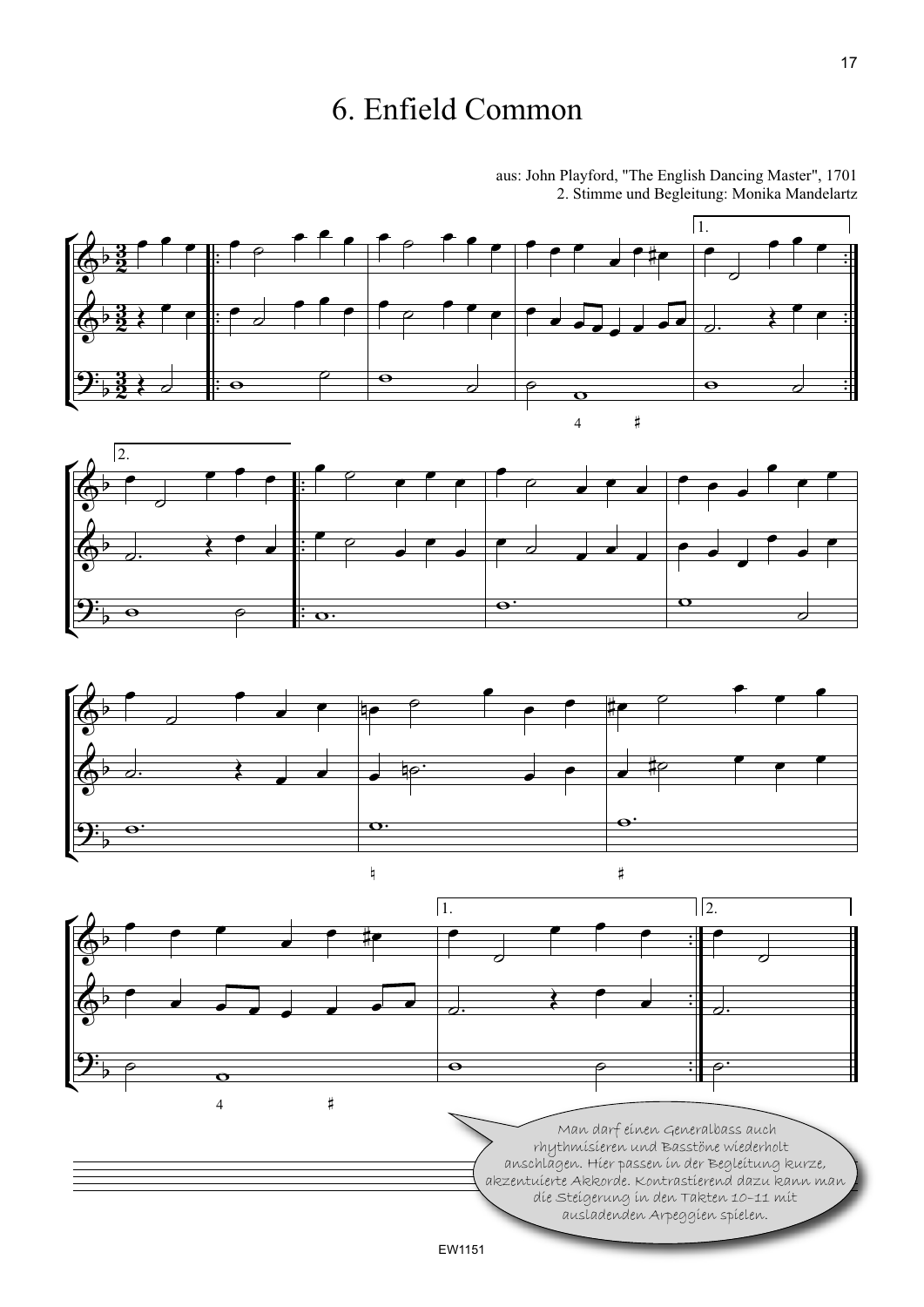# 6. Enfield Common

aus: John Playford, "The English Dancing Master", 1701
2. Stimme und Begleitung: Monika Mandelartz

Man darf einen Generalbass auch rhythmisieren und Basstöne wiederholt anschlagen. Hier passen in der Begleitung kurze, akzentuierte Akkorde. Kontrastierend dazu kann man die Steigerung in den Takten 10–11 mit ausladenden Arpeggien spielen.

EW1151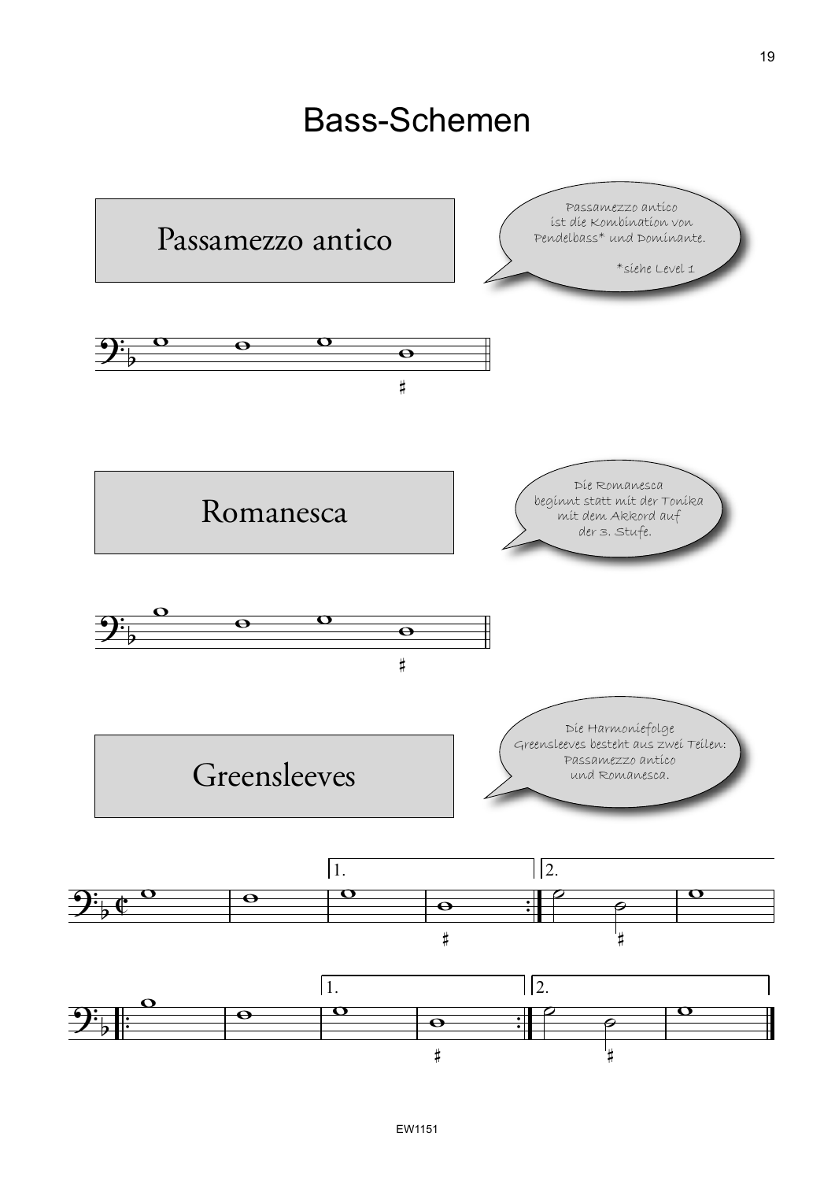# Bass-Schemen

## Passamezzo antico

Passamezzo antico
ist die Kombination von
Pendelbass* und Dominante.

*siehe Level 1

## Romanesca

Die Romanesca
beginnt statt mit der Tonika
mit dem Akkord auf
der 3. Stufe.

## Greensleeves

Die Harmoniefolge
Greensleeves besteht aus zwei Teilen:
Passamezzo antico
und Romanesca.

EW1151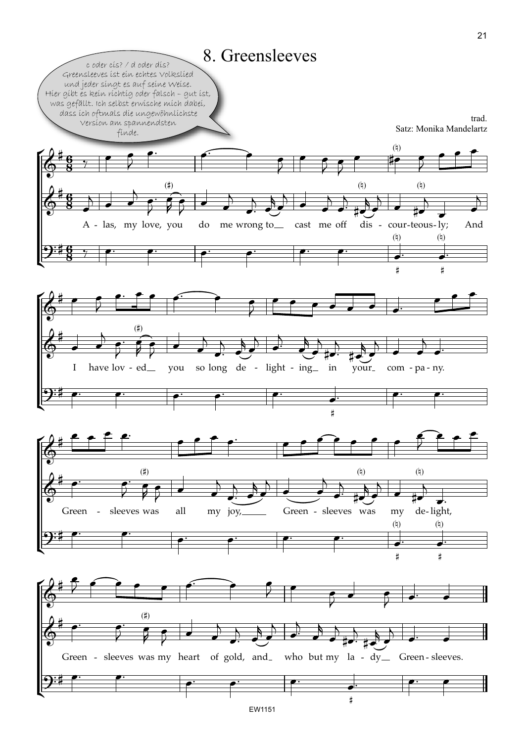# 8. Greensleeves

c oder cis? / d oder dis?
Greensleeves ist ein echtes Volkslied
und jeder singt es auf seine Weise.
Hier gibt es kein richtig oder falsch – gut ist,
was gefällt. Ich selbst erwische mich dabei,
dass ich oftmals die ungewöhnlichste
Version am spannendsten
finde.

trad.
Satz: Monika Mandelartz

A - las, my love, you do me wrong to cast me off dis - cour-teous-ly; And

I have lov - ed you so long de - light - ing in your com - pa - ny.

Green - sleeves was all my joy, Green - sleeves was my de - light,

Green - sleeves was my heart of gold, and who but my la - dy Green - sleeves.

EW1151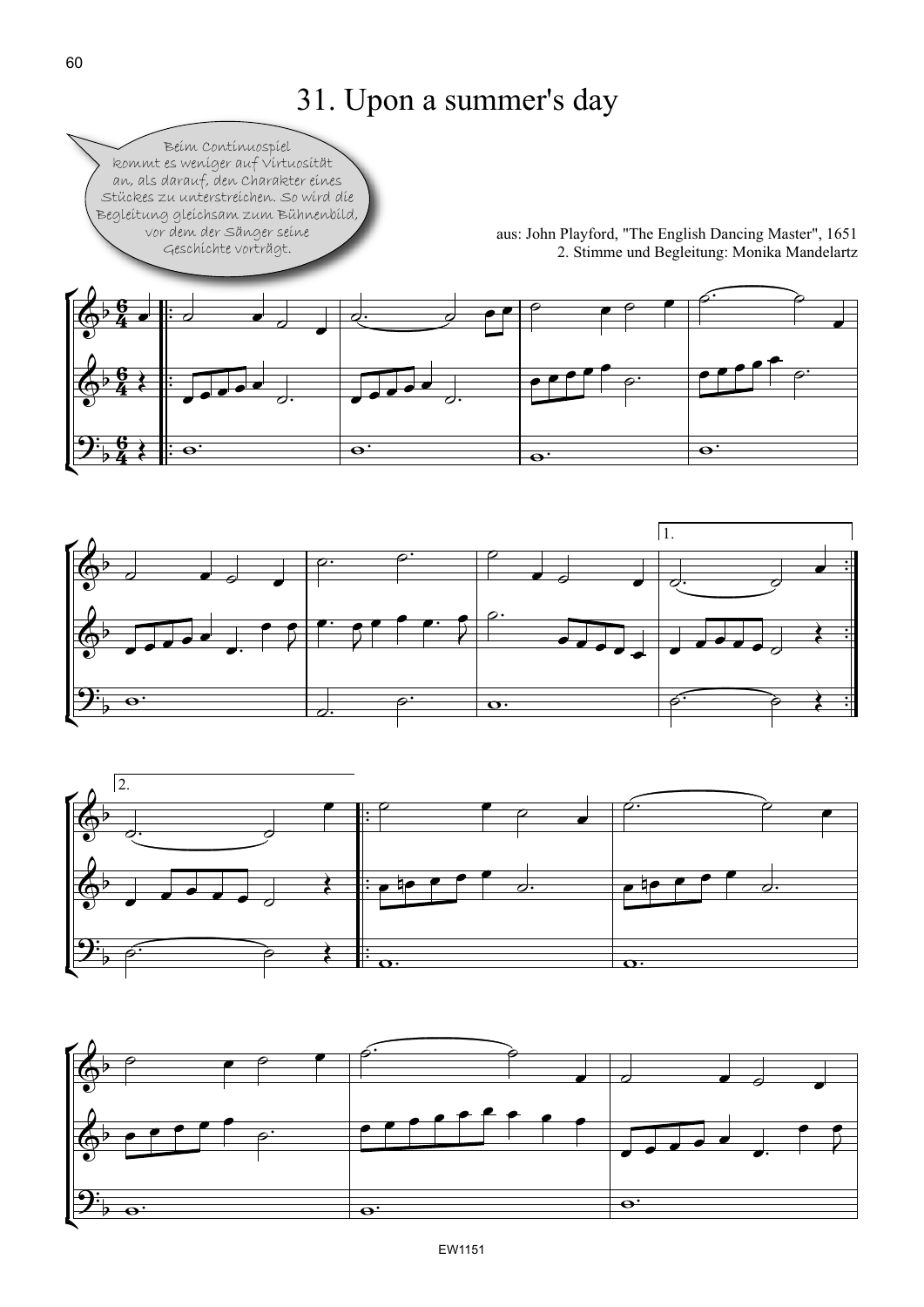# 31. Upon a summer's day

Beim Continuospiel kommt es weniger auf Virtuosität an, als darauf, den Charakter eines Stückes zu unterstreichen. So wird die Begleitung gleichsam zum Bühnenbild, vor dem der Sänger seine Geschichte vorträgt.

aus: John Playford, "The English Dancing Master", 1651
2. Stimme und Begleitung: Monika Mandelartz

EW1151